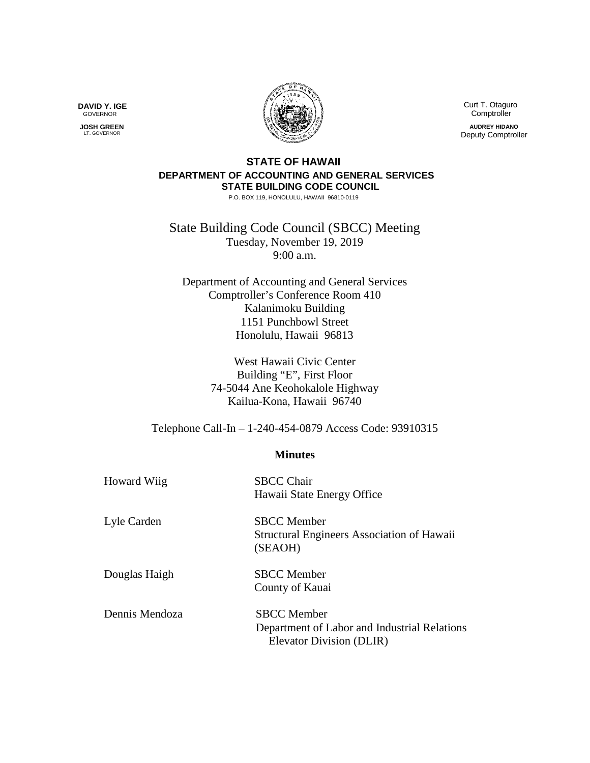**DAVID Y. IGE**
GOVERNOR

**JOSH GREEN**
LT. GOVERNOR

Curt T. Otaguro
Comptroller

**AUDREY HIDANO**
Deputy Comptroller

**STATE OF HAWAII**
**DEPARTMENT OF ACCOUNTING AND GENERAL SERVICES**
**STATE BUILDING CODE COUNCIL**
P.O. BOX 119, HONOLULU, HAWAII 96810-0119

# State Building Code Council (SBCC) Meeting

Tuesday, November 19, 2019
9:00 a.m.

Department of Accounting and General Services
Comptroller's Conference Room 410
Kalanimoku Building
1151 Punchbowl Street
Honolulu, Hawaii 96813

West Hawaii Civic Center
Building "E", First Floor
74-5044 Ane Keohokalole Highway
Kailua-Kona, Hawaii 96740

Telephone Call-In – 1-240-454-0879 Access Code: 93910315

## Minutes

| | |
|---|---|
| Howard Wiig | SBCC Chair<br>Hawaii State Energy Office |
| Lyle Carden | SBCC Member<br>Structural Engineers Association of Hawaii (SEAOH) |
| Douglas Haigh | SBCC Member<br>County of Kauai |
| Dennis Mendoza | SBCC Member<br>Department of Labor and Industrial Relations Elevator Division (DLIR) |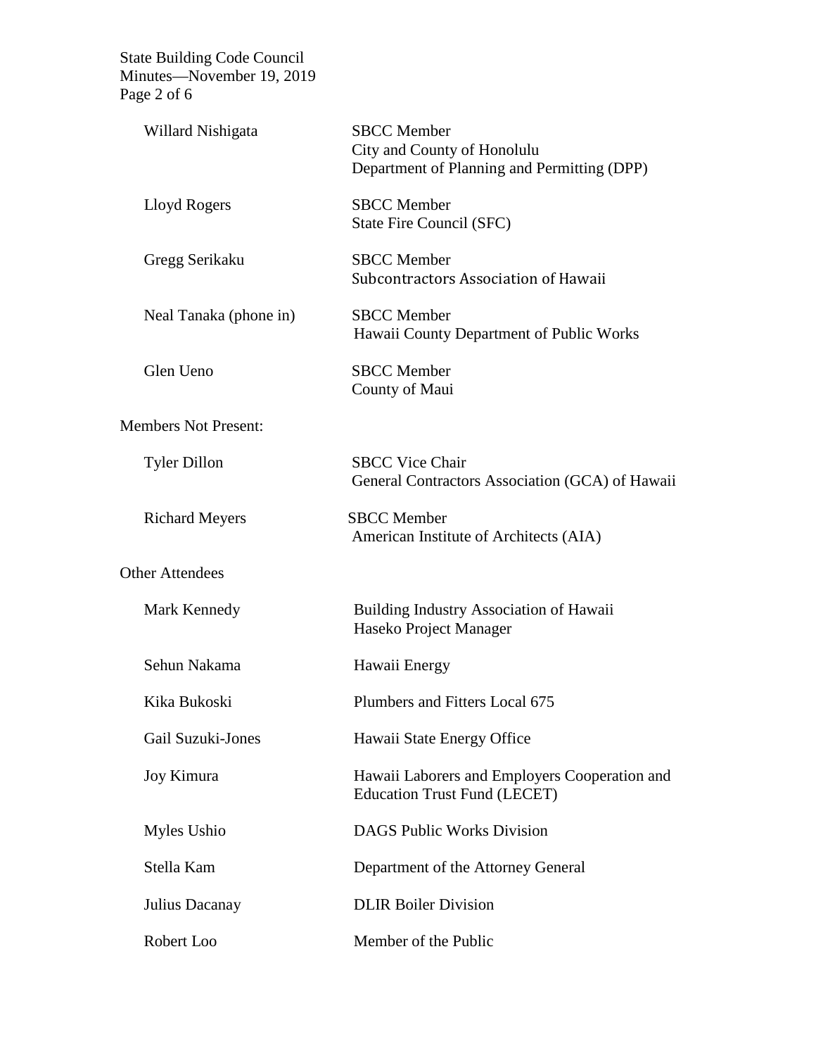| | |
|---|---|
| Willard Nishigata | SBCC Member<br>City and County of Honolulu<br>Department of Planning and Permitting (DPP) |
| Lloyd Rogers | SBCC Member<br>State Fire Council (SFC) |
| Gregg Serikaku | SBCC Member<br>Subcontractors Association of Hawaii |
| Neal Tanaka (phone in) | SBCC Member<br>Hawaii County Department of Public Works |
| Glen Ueno | SBCC Member<br>County of Maui |

Members Not Present:

| | |
|---|---|
| Tyler Dillon | SBCC Vice Chair<br>General Contractors Association (GCA) of Hawaii |
| Richard Meyers | SBCC Member<br>American Institute of Architects (AIA) |

Other Attendees

| | |
|---|---|
| Mark Kennedy | Building Industry Association of Hawaii<br>Haseko Project Manager |
| Sehun Nakama | Hawaii Energy |
| Kika Bukoski | Plumbers and Fitters Local 675 |
| Gail Suzuki-Jones | Hawaii State Energy Office |
| Joy Kimura | Hawaii Laborers and Employers Cooperation and Education Trust Fund (LECET) |
| Myles Ushio | DAGS Public Works Division |
| Stella Kam | Department of the Attorney General |
| Julius Dacanay | DLIR Boiler Division |
| Robert Loo | Member of the Public |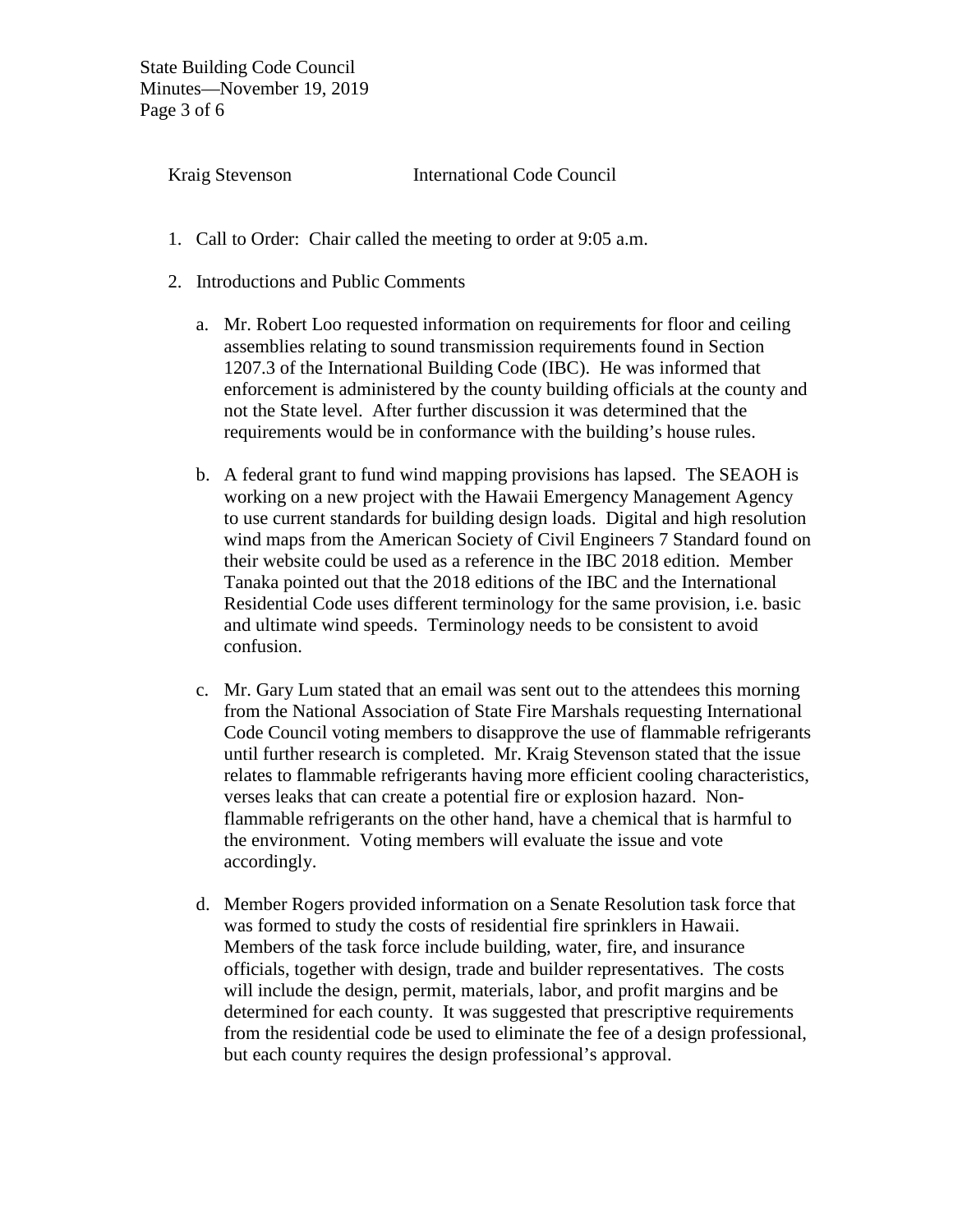Kraig Stevenson International Code Council

1. Call to Order: Chair called the meeting to order at 9:05 a.m.

2. Introductions and Public Comments

   a. Mr. Robert Loo requested information on requirements for floor and ceiling assemblies relating to sound transmission requirements found in Section 1207.3 of the International Building Code (IBC). He was informed that enforcement is administered by the county building officials at the county and not the State level. After further discussion it was determined that the requirements would be in conformance with the building's house rules.

   b. A federal grant to fund wind mapping provisions has lapsed. The SEAOH is working on a new project with the Hawaii Emergency Management Agency to use current standards for building design loads. Digital and high resolution wind maps from the American Society of Civil Engineers 7 Standard found on their website could be used as a reference in the IBC 2018 edition. Member Tanaka pointed out that the 2018 editions of the IBC and the International Residential Code uses different terminology for the same provision, i.e. basic and ultimate wind speeds. Terminology needs to be consistent to avoid confusion.

   c. Mr. Gary Lum stated that an email was sent out to the attendees this morning from the National Association of State Fire Marshals requesting International Code Council voting members to disapprove the use of flammable refrigerants until further research is completed. Mr. Kraig Stevenson stated that the issue relates to flammable refrigerants having more efficient cooling characteristics, verses leaks that can create a potential fire or explosion hazard. Non-flammable refrigerants on the other hand, have a chemical that is harmful to the environment. Voting members will evaluate the issue and vote accordingly.

   d. Member Rogers provided information on a Senate Resolution task force that was formed to study the costs of residential fire sprinklers in Hawaii. Members of the task force include building, water, fire, and insurance officials, together with design, trade and builder representatives. The costs will include the design, permit, materials, labor, and profit margins and be determined for each county. It was suggested that prescriptive requirements from the residential code be used to eliminate the fee of a design professional, but each county requires the design professional's approval.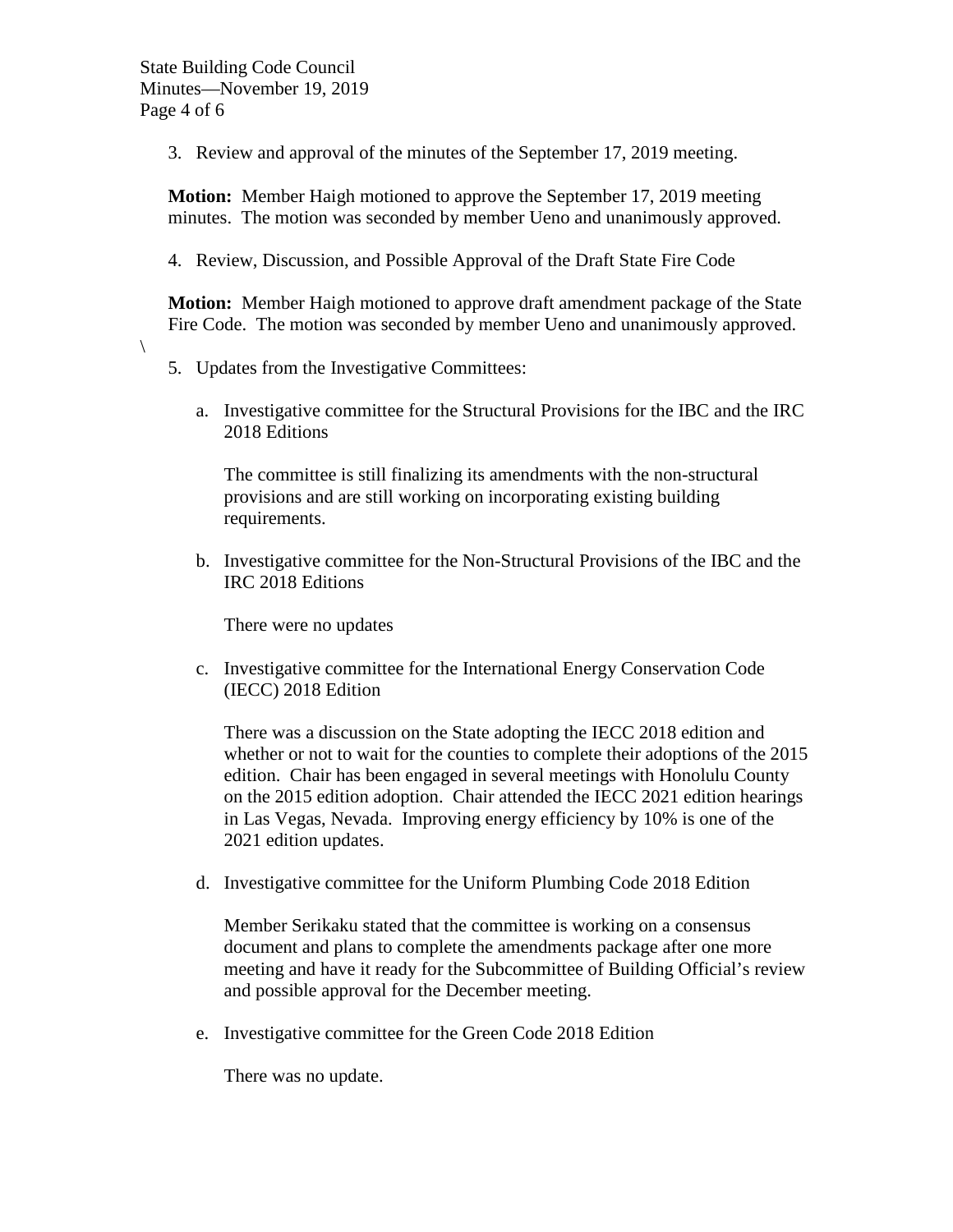3. Review and approval of the minutes of the September 17, 2019 meeting.

**Motion:** Member Haigh motioned to approve the September 17, 2019 meeting minutes. The motion was seconded by member Ueno and unanimously approved.

4. Review, Discussion, and Possible Approval of the Draft State Fire Code

**Motion:** Member Haigh motioned to approve draft amendment package of the State Fire Code. The motion was seconded by member Ueno and unanimously approved.

\

5. Updates from the Investigative Committees:

   a. Investigative committee for the Structural Provisions for the IBC and the IRC 2018 Editions

      The committee is still finalizing its amendments with the non-structural provisions and are still working on incorporating existing building requirements.

   b. Investigative committee for the Non-Structural Provisions of the IBC and the IRC 2018 Editions

      There were no updates

   c. Investigative committee for the International Energy Conservation Code (IECC) 2018 Edition

      There was a discussion on the State adopting the IECC 2018 edition and whether or not to wait for the counties to complete their adoptions of the 2015 edition. Chair has been engaged in several meetings with Honolulu County on the 2015 edition adoption. Chair attended the IECC 2021 edition hearings in Las Vegas, Nevada. Improving energy efficiency by 10% is one of the 2021 edition updates.

   d. Investigative committee for the Uniform Plumbing Code 2018 Edition

      Member Serikaku stated that the committee is working on a consensus document and plans to complete the amendments package after one more meeting and have it ready for the Subcommittee of Building Official's review and possible approval for the December meeting.

   e. Investigative committee for the Green Code 2018 Edition

      There was no update.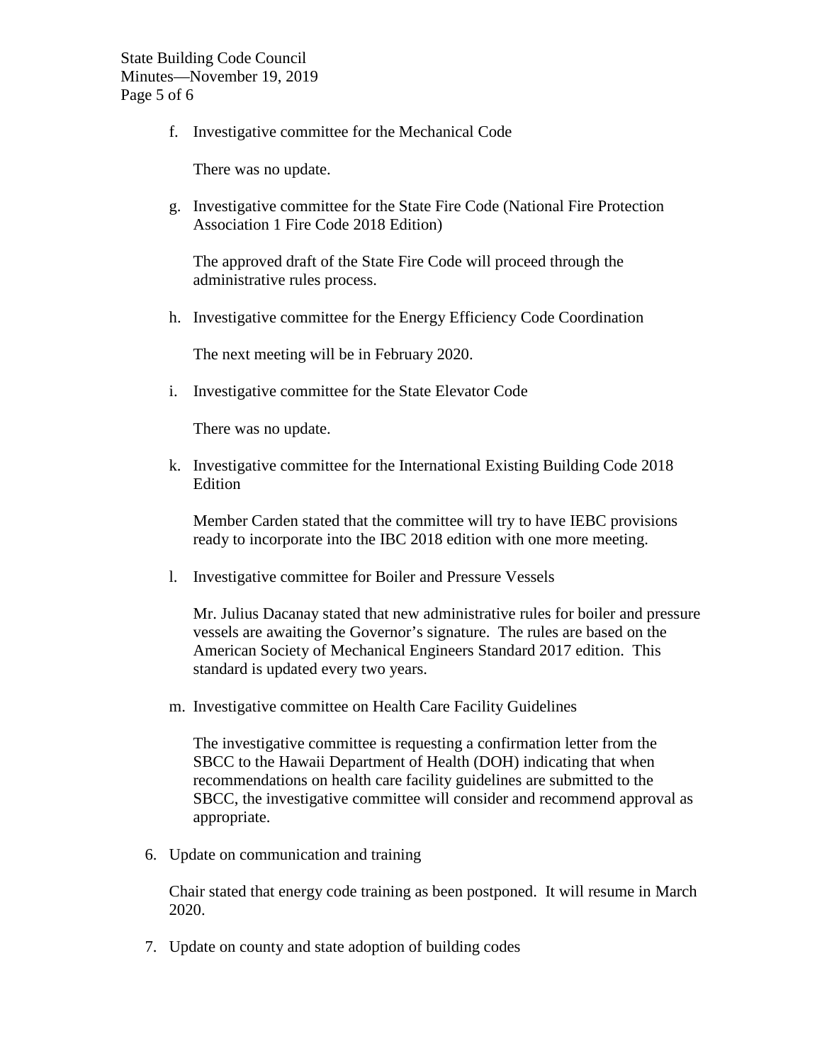f. Investigative committee for the Mechanical Code

   There was no update.

g. Investigative committee for the State Fire Code (National Fire Protection Association 1 Fire Code 2018 Edition)

   The approved draft of the State Fire Code will proceed through the administrative rules process.

h. Investigative committee for the Energy Efficiency Code Coordination

   The next meeting will be in February 2020.

i. Investigative committee for the State Elevator Code

   There was no update.

k. Investigative committee for the International Existing Building Code 2018 Edition

   Member Carden stated that the committee will try to have IEBC provisions ready to incorporate into the IBC 2018 edition with one more meeting.

l. Investigative committee for Boiler and Pressure Vessels

   Mr. Julius Dacanay stated that new administrative rules for boiler and pressure vessels are awaiting the Governor's signature. The rules are based on the American Society of Mechanical Engineers Standard 2017 edition. This standard is updated every two years.

m. Investigative committee on Health Care Facility Guidelines

   The investigative committee is requesting a confirmation letter from the SBCC to the Hawaii Department of Health (DOH) indicating that when recommendations on health care facility guidelines are submitted to the SBCC, the investigative committee will consider and recommend approval as appropriate.

6. Update on communication and training

   Chair stated that energy code training as been postponed. It will resume in March 2020.

7. Update on county and state adoption of building codes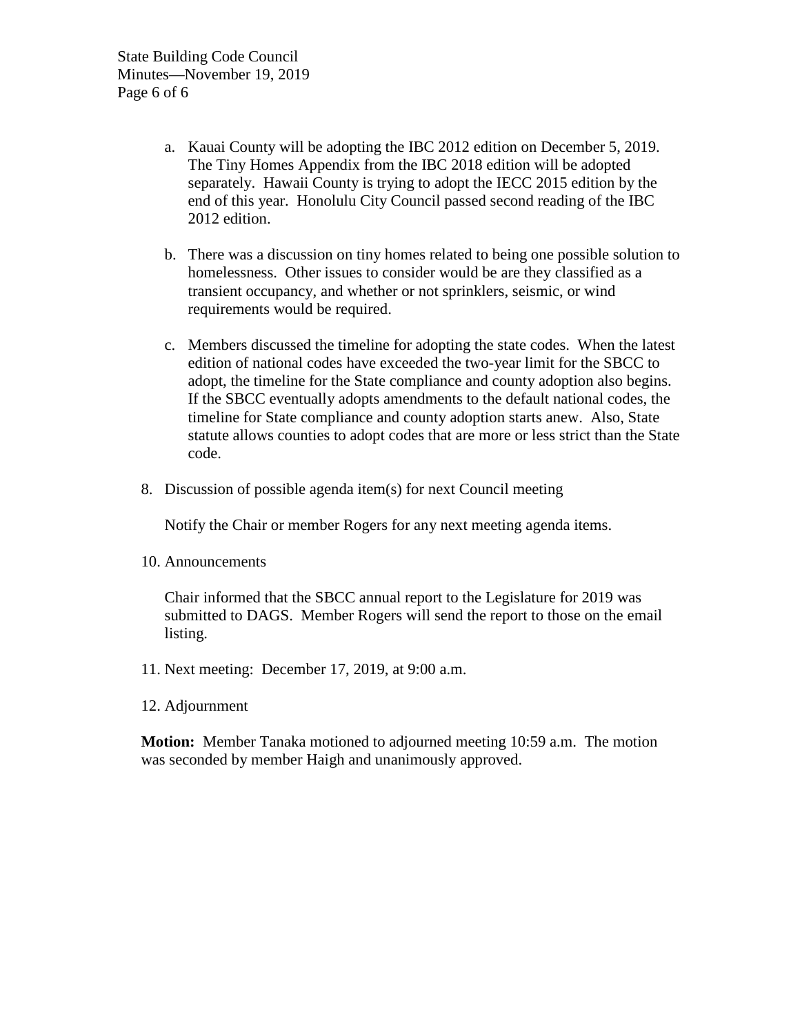a. Kauai County will be adopting the IBC 2012 edition on December 5, 2019. The Tiny Homes Appendix from the IBC 2018 edition will be adopted separately. Hawaii County is trying to adopt the IECC 2015 edition by the end of this year. Honolulu City Council passed second reading of the IBC 2012 edition.

b. There was a discussion on tiny homes related to being one possible solution to homelessness. Other issues to consider would be are they classified as a transient occupancy, and whether or not sprinklers, seismic, or wind requirements would be required.

c. Members discussed the timeline for adopting the state codes. When the latest edition of national codes have exceeded the two-year limit for the SBCC to adopt, the timeline for the State compliance and county adoption also begins. If the SBCC eventually adopts amendments to the default national codes, the timeline for State compliance and county adoption starts anew. Also, State statute allows counties to adopt codes that are more or less strict than the State code.

8. Discussion of possible agenda item(s) for next Council meeting

   Notify the Chair or member Rogers for any next meeting agenda items.

10. Announcements

    Chair informed that the SBCC annual report to the Legislature for 2019 was submitted to DAGS. Member Rogers will send the report to those on the email listing.

11. Next meeting: December 17, 2019, at 9:00 a.m.

12. Adjournment

**Motion:** Member Tanaka motioned to adjourned meeting 10:59 a.m. The motion was seconded by member Haigh and unanimously approved.